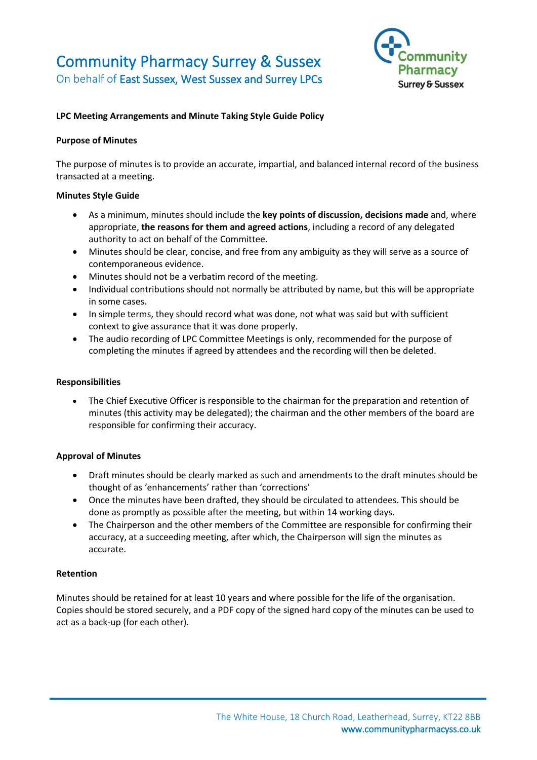# Community Pharmacy Surrey & Sussex

On behalf of East Sussex, West Sussex and Surrey LPCs

## LPC Meeting Arrangements and Minute Taking Style Guide Policy

### Purpose of Minutes

The purpose of minutes is to provide an accurate, impartial, and balanced internal record of the business transacted at a meeting.

### Minutes Style Guide

- As a minimum, minutes should include the **key points of discussion, decisions made** and, where appropriate, **the reasons for them and agreed actions**, including a record of any delegated authority to act on behalf of the Committee.
- Minutes should be clear, concise, and free from any ambiguity as they will serve as a source of contemporaneous evidence.
- Minutes should not be a verbatim record of the meeting.
- Individual contributions should not normally be attributed by name, but this will be appropriate in some cases.
- In simple terms, they should record what was done, not what was said but with sufficient context to give assurance that it was done properly.
- The audio recording of LPC Committee Meetings is only, recommended for the purpose of completing the minutes if agreed by attendees and the recording will then be deleted.

### Responsibilities

- The Chief Executive Officer is responsible to the chairman for the preparation and retention of minutes (this activity may be delegated); the chairman and the other members of the board are responsible for confirming their accuracy.

### Approval of Minutes

- Draft minutes should be clearly marked as such and amendments to the draft minutes should be thought of as 'enhancements' rather than 'corrections'
- Once the minutes have been drafted, they should be circulated to attendees. This should be done as promptly as possible after the meeting, but within 14 working days.
- The Chairperson and the other members of the Committee are responsible for confirming their accuracy, at a succeeding meeting, after which, the Chairperson will sign the minutes as accurate.

### Retention

Minutes should be retained for at least 10 years and where possible for the life of the organisation. Copies should be stored securely, and a PDF copy of the signed hard copy of the minutes can be used to act as a back-up (for each other).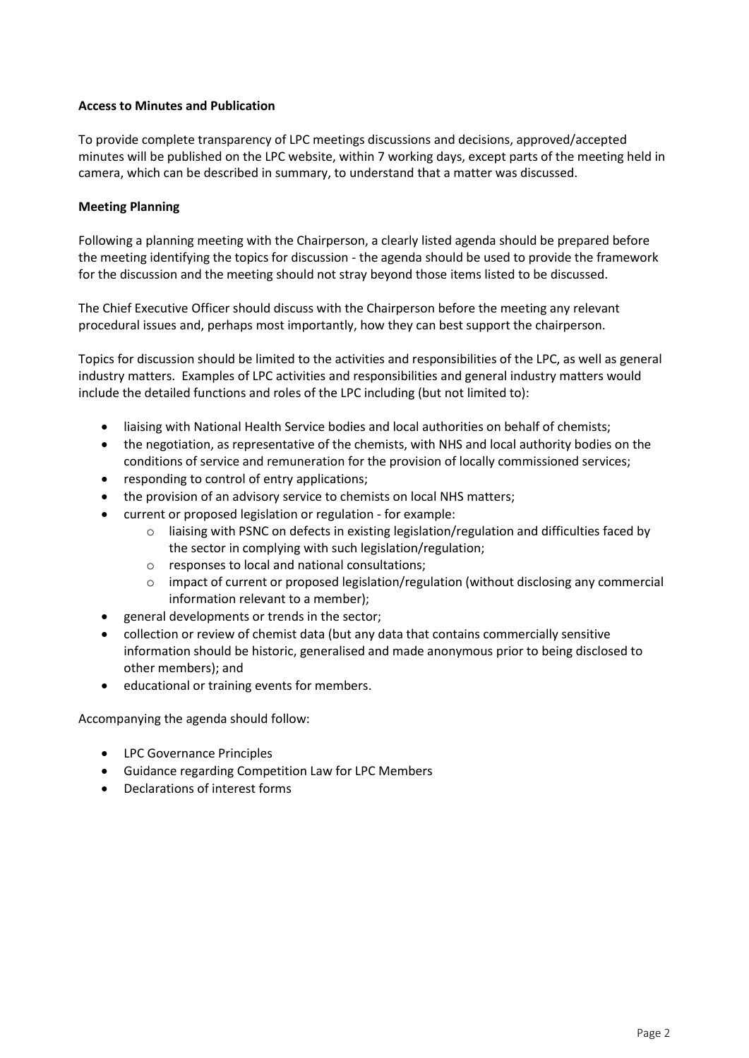**Access to Minutes and Publication**

To provide complete transparency of LPC meetings discussions and decisions, approved/accepted minutes will be published on the LPC website, within 7 working days, except parts of the meeting held in camera, which can be described in summary, to understand that a matter was discussed.

**Meeting Planning**

Following a planning meeting with the Chairperson, a clearly listed agenda should be prepared before the meeting identifying the topics for discussion - the agenda should be used to provide the framework for the discussion and the meeting should not stray beyond those items listed to be discussed.

The Chief Executive Officer should discuss with the Chairperson before the meeting any relevant procedural issues and, perhaps most importantly, how they can best support the chairperson.

Topics for discussion should be limited to the activities and responsibilities of the LPC, as well as general industry matters. Examples of LPC activities and responsibilities and general industry matters would include the detailed functions and roles of the LPC including (but not limited to):

- liaising with National Health Service bodies and local authorities on behalf of chemists;
- the negotiation, as representative of the chemists, with NHS and local authority bodies on the conditions of service and remuneration for the provision of locally commissioned services;
- responding to control of entry applications;
- the provision of an advisory service to chemists on local NHS matters;
- current or proposed legislation or regulation - for example:
  - liaising with PSNC on defects in existing legislation/regulation and difficulties faced by the sector in complying with such legislation/regulation;
  - responses to local and national consultations;
  - impact of current or proposed legislation/regulation (without disclosing any commercial information relevant to a member);
- general developments or trends in the sector;
- collection or review of chemist data (but any data that contains commercially sensitive information should be historic, generalised and made anonymous prior to being disclosed to other members); and
- educational or training events for members.

Accompanying the agenda should follow:

- LPC Governance Principles
- Guidance regarding Competition Law for LPC Members
- Declarations of interest forms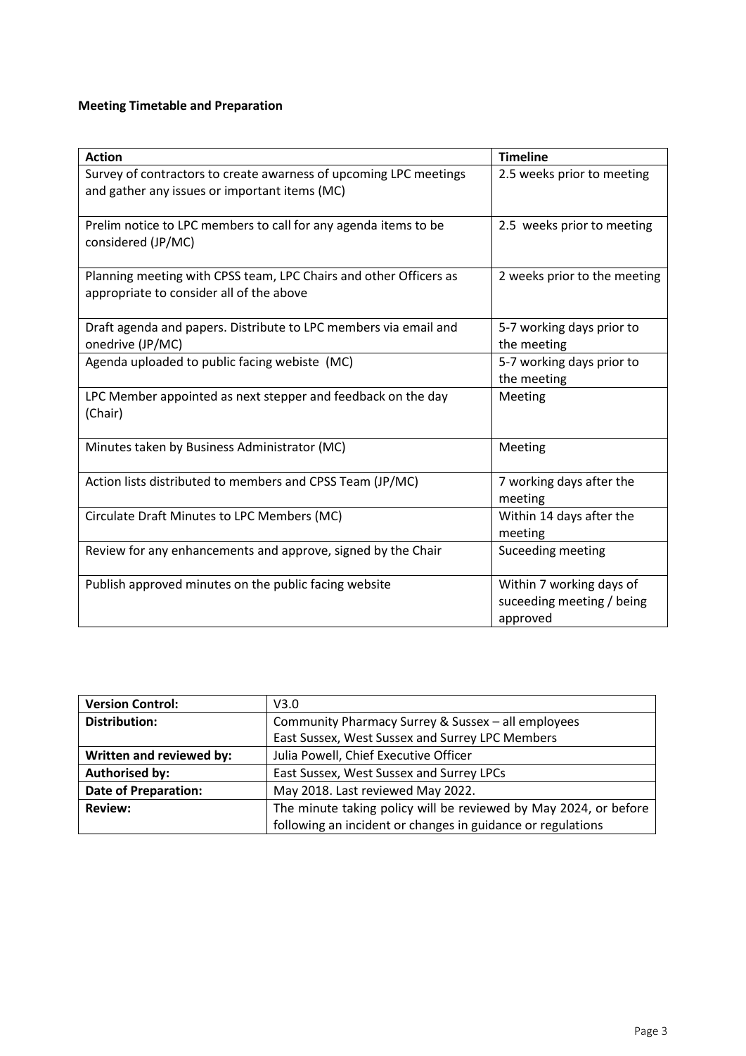**Meeting Timetable and Preparation**

| Action | Timeline |
| --- | --- |
| Survey of contractors to create awarness of upcoming LPC meetings and gather any issues or important items (MC) | 2.5 weeks prior to meeting |
| Prelim notice to LPC members to call for any agenda items to be considered (JP/MC) | 2.5 weeks prior to meeting |
| Planning meeting with CPSS team, LPC Chairs and other Officers as appropriate to consider all of the above | 2 weeks prior to the meeting |
| Draft agenda and papers. Distribute to LPC members via email and onedrive (JP/MC) | 5-7 working days prior to the meeting |
| Agenda uploaded to public facing webiste (MC) | 5-7 working days prior to the meeting |
| LPC Member appointed as next stepper and feedback on the day (Chair) | Meeting |
| Minutes taken by Business Administrator (MC) | Meeting |
| Action lists distributed to members and CPSS Team (JP/MC) | 7 working days after the meeting |
| Circulate Draft Minutes to LPC Members (MC) | Within 14 days after the meeting |
| Review for any enhancements and approve, signed by the Chair | Suceeding meeting |
| Publish approved minutes on the public facing website | Within 7 working days of suceeding meeting / being approved |

| | |
| --- | --- |
| **Version Control:** | V3.0 |
| **Distribution:** | Community Pharmacy Surrey & Sussex – all employees<br>East Sussex, West Sussex and Surrey LPC Members |
| **Written and reviewed by:** | Julia Powell, Chief Executive Officer |
| **Authorised by:** | East Sussex, West Sussex and Surrey LPCs |
| **Date of Preparation:** | May 2018. Last reviewed May 2022. |
| **Review:** | The minute taking policy will be reviewed by May 2024, or before following an incident or changes in guidance or regulations |